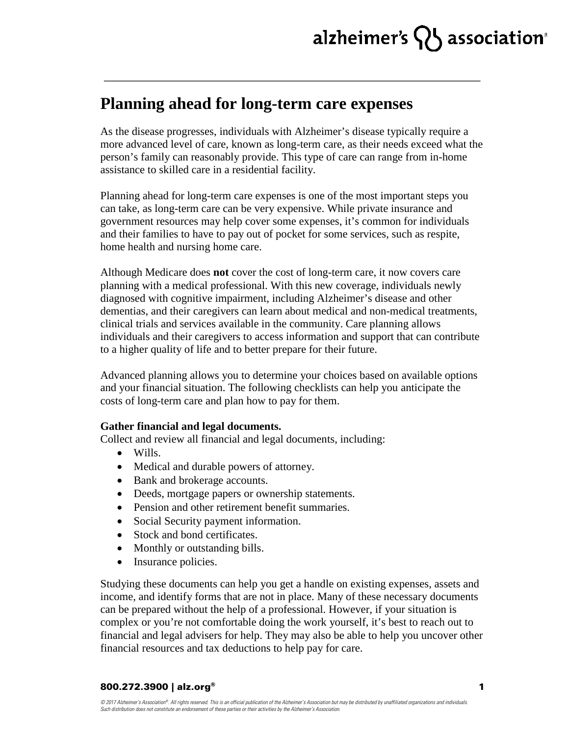# Planning ahead for long-term care expenses

As the disease progresses, individuals with Alzheimer's disease typically require a more advanced level of care, known as long-term care, as their needs exceed what the person's family can reasonably provide. This type of care can range from in-home assistance to skilled care in a residential facility.

Planning ahead for long-term care expenses is one of the most important steps you can take, as long-term care can be very expensive. While private insurance and government resources may help cover some expenses, it's common for individuals and their families to have to pay out of pocket for some services, such as respite, home health and nursing home care.

Although Medicare does **not** cover the cost of long-term care, it now covers care planning with a medical professional. With this new coverage, individuals newly diagnosed with cognitive impairment, including Alzheimer's disease and other dementias, and their caregivers can learn about medical and non-medical treatments, clinical trials and services available in the community. Care planning allows individuals and their caregivers to access information and support that can contribute to a higher quality of life and to better prepare for their future.

Advanced planning allows you to determine your choices based on available options and your financial situation. The following checklists can help you anticipate the costs of long-term care and plan how to pay for them.

**Gather financial and legal documents.**

Collect and review all financial and legal documents, including:

- Wills.
- Medical and durable powers of attorney.
- Bank and brokerage accounts.
- Deeds, mortgage papers or ownership statements.
- Pension and other retirement benefit summaries.
- Social Security payment information.
- Stock and bond certificates.
- Monthly or outstanding bills.
- Insurance policies.

Studying these documents can help you get a handle on existing expenses, assets and income, and identify forms that are not in place. Many of these necessary documents can be prepared without the help of a professional. However, if your situation is complex or you're not comfortable doing the work yourself, it's best to reach out to financial and legal advisers for help. They may also be able to help you uncover other financial resources and tax deductions to help pay for care.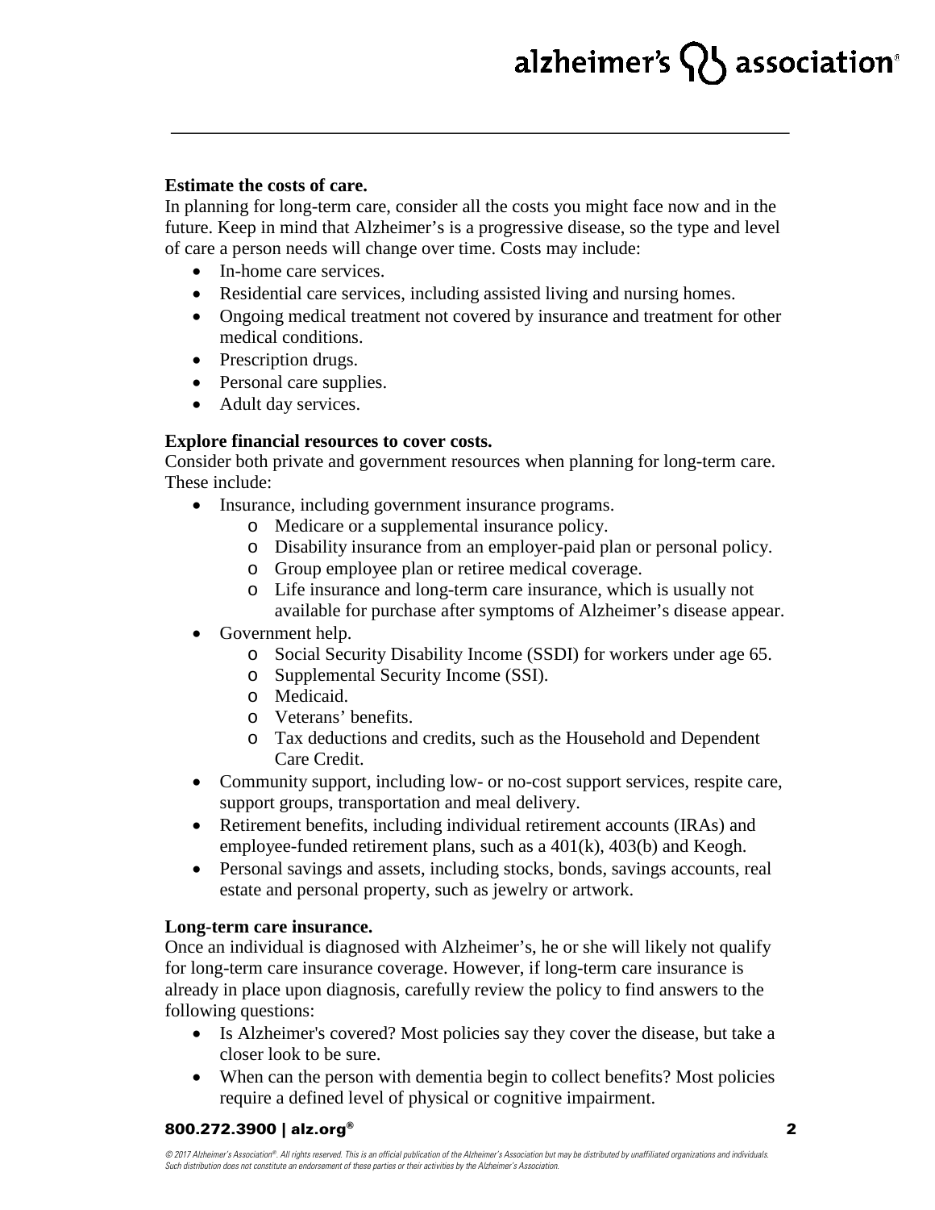**Estimate the costs of care.**

In planning for long-term care, consider all the costs you might face now and in the future. Keep in mind that Alzheimer's is a progressive disease, so the type and level of care a person needs will change over time. Costs may include:

- In-home care services.
- Residential care services, including assisted living and nursing homes.
- Ongoing medical treatment not covered by insurance and treatment for other medical conditions.
- Prescription drugs.
- Personal care supplies.
- Adult day services.

**Explore financial resources to cover costs.**

Consider both private and government resources when planning for long-term care. These include:

- Insurance, including government insurance programs.
  - Medicare or a supplemental insurance policy.
  - Disability insurance from an employer-paid plan or personal policy.
  - Group employee plan or retiree medical coverage.
  - Life insurance and long-term care insurance, which is usually not available for purchase after symptoms of Alzheimer's disease appear.
- Government help.
  - Social Security Disability Income (SSDI) for workers under age 65.
  - Supplemental Security Income (SSI).
  - Medicaid.
  - Veterans' benefits.
  - Tax deductions and credits, such as the Household and Dependent Care Credit.
- Community support, including low- or no-cost support services, respite care, support groups, transportation and meal delivery.
- Retirement benefits, including individual retirement accounts (IRAs) and employee-funded retirement plans, such as a 401(k), 403(b) and Keogh.
- Personal savings and assets, including stocks, bonds, savings accounts, real estate and personal property, such as jewelry or artwork.

**Long-term care insurance.**

Once an individual is diagnosed with Alzheimer's, he or she will likely not qualify for long-term care insurance coverage. However, if long-term care insurance is already in place upon diagnosis, carefully review the policy to find answers to the following questions:

- Is Alzheimer's covered? Most policies say they cover the disease, but take a closer look to be sure.
- When can the person with dementia begin to collect benefits? Most policies require a defined level of physical or cognitive impairment.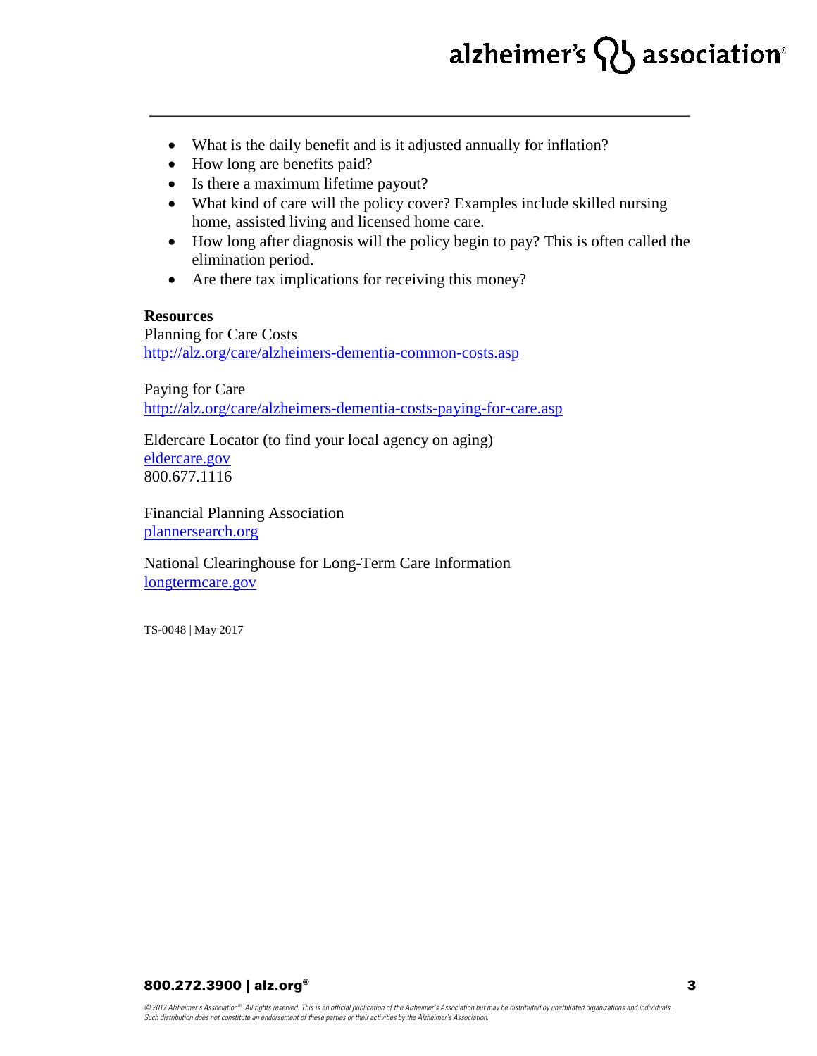- What is the daily benefit and is it adjusted annually for inflation?
- How long are benefits paid?
- Is there a maximum lifetime payout?
- What kind of care will the policy cover? Examples include skilled nursing home, assisted living and licensed home care.
- How long after diagnosis will the policy begin to pay? This is often called the elimination period.
- Are there tax implications for receiving this money?

**Resources**

Planning for Care Costs
http://alz.org/care/alzheimers-dementia-common-costs.asp

Paying for Care
http://alz.org/care/alzheimers-dementia-costs-paying-for-care.asp

Eldercare Locator (to find your local agency on aging)
eldercare.gov
800.677.1116

Financial Planning Association
plannersearch.org

National Clearinghouse for Long-Term Care Information
longtermcare.gov

TS-0048 | May 2017

*© 2017 Alzheimer's Association®. All rights reserved. This is an official publication of the Alzheimer's Association but may be distributed by unaffiliated organizations and individuals. Such distribution does not constitute an endorsement of these parties or their activities by the Alzheimer's Association.*